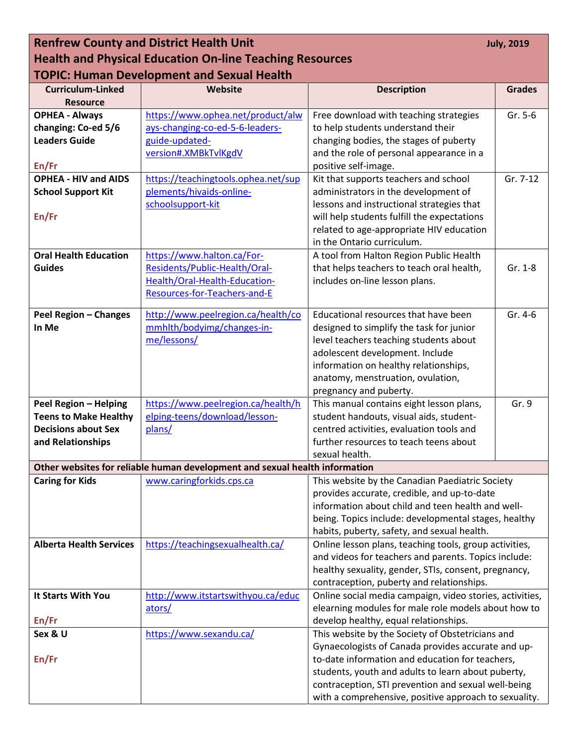**Renfrew County and District Health Unit** **July, 2019**

**Health and Physical Education On-line Teaching Resources**

**TOPIC: Human Development and Sexual Health**

| Curriculum-Linked Resource | Website | Description | Grades |
|---|---|---|---|
| **OPHEA - Always changing: Co-ed 5/6 Leaders Guide** **En/Fr** | https://www.ophea.net/product/always-changing-co-ed-5-6-leaders-guide-updated-version#.XMBkTvlKgdV | Free download with teaching strategies to help students understand their changing bodies, the stages of puberty and the role of personal appearance in a positive self-image. | Gr. 5-6 |
| **OPHEA - HIV and AIDS School Support Kit** **En/Fr** | https://teachingtools.ophea.net/supplements/hivaids-online-schoolsupport-kit | Kit that supports teachers and school administrators in the development of lessons and instructional strategies that will help students fulfill the expectations related to age-appropriate HIV education in the Ontario curriculum. | Gr. 7-12 |
| **Oral Health Education Guides** | https://www.halton.ca/For-Residents/Public-Health/Oral-Health/Oral-Health-Education-Resources-for-Teachers-and-E | A tool from Halton Region Public Health that helps teachers to teach oral health, includes on-line lesson plans. | Gr. 1-8 |
| **Peel Region – Changes In Me** | http://www.peelregion.ca/health/commhlth/bodyimg/changes-in-me/lessons/ | Educational resources that have been designed to simplify the task for junior level teachers teaching students about adolescent development. Include information on healthy relationships, anatomy, menstruation, ovulation, pregnancy and puberty. | Gr. 4-6 |
| **Peel Region – Helping Teens to Make Healthy Decisions about Sex and Relationships** | https://www.peelregion.ca/health/helping-teens/download/lesson-plans/ | This manual contains eight lesson plans, student handouts, visual aids, student-centred activities, evaluation tools and further resources to teach teens about sexual health. | Gr. 9 |
| **Other websites for reliable human development and sexual health information** | | | |
| **Caring for Kids** | www.caringforkids.cps.ca | This website by the Canadian Paediatric Society provides accurate, credible, and up-to-date information about child and teen health and well-being. Topics include: developmental stages, healthy habits, puberty, safety, and sexual health. | |
| **Alberta Health Services** | https://teachingsexualhealth.ca/ | Online lesson plans, teaching tools, group activities, and videos for teachers and parents. Topics include: healthy sexuality, gender, STIs, consent, pregnancy, contraception, puberty and relationships. | |
| **It Starts With You** **En/Fr** | http://www.itstartswithyou.ca/educators/ | Online social media campaign, video stories, activities, elearning modules for male role models about how to develop healthy, equal relationships. | |
| **Sex & U** **En/Fr** | https://www.sexandu.ca/ | This website by the Society of Obstetricians and Gynaecologists of Canada provides accurate and up-to-date information and education for teachers, students, youth and adults to learn about puberty, contraception, STI prevention and sexual well-being with a comprehensive, positive approach to sexuality. | |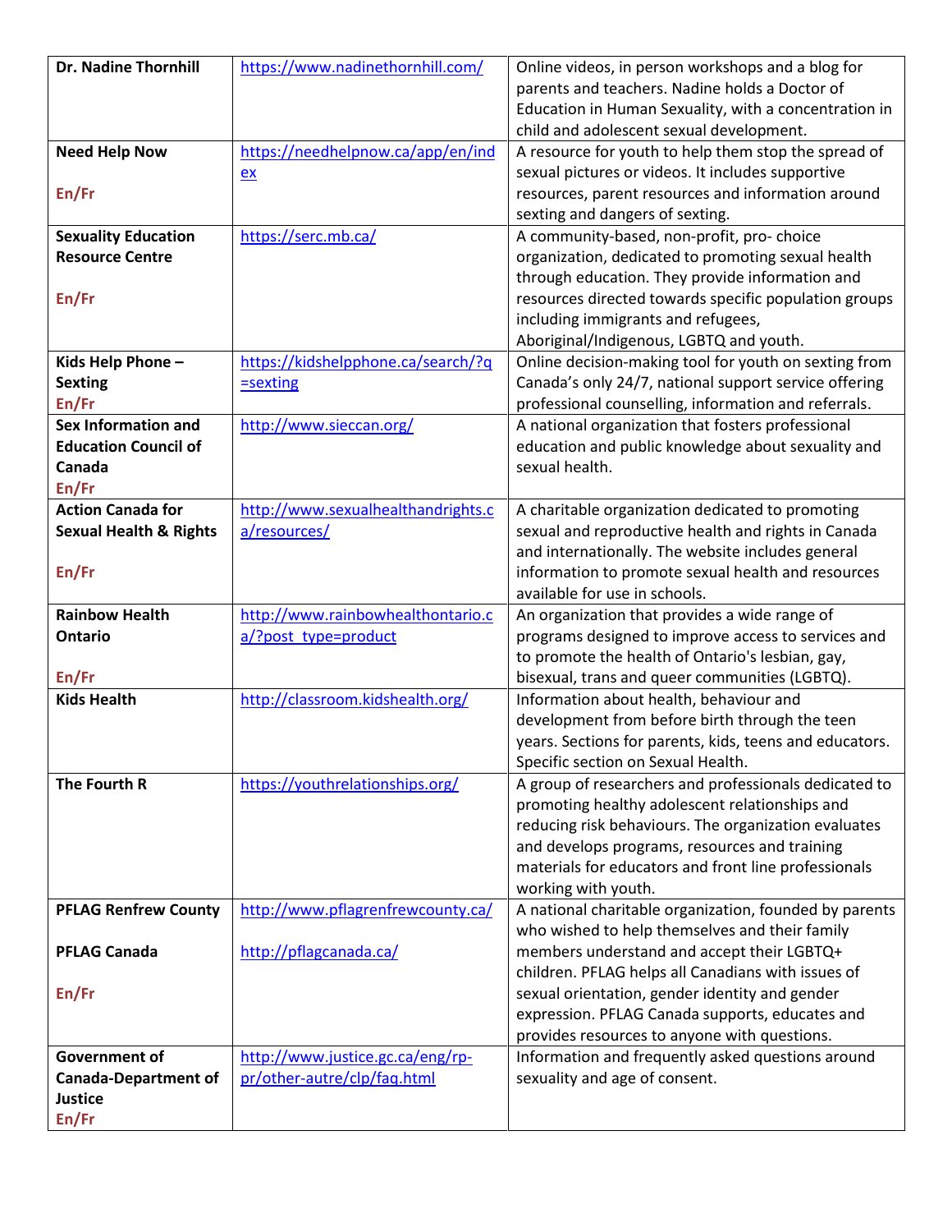| | | |
|---|---|---|
| **Dr. Nadine Thornhill** | https://www.nadinethornhill.com/ | Online videos, in person workshops and a blog for parents and teachers. Nadine holds a Doctor of Education in Human Sexuality, with a concentration in child and adolescent sexual development. |
| **Need Help Now**<br><br>**En/Fr** | https://needhelpnow.ca/app/en/index | A resource for youth to help them stop the spread of sexual pictures or videos. It includes supportive resources, parent resources and information around sexting and dangers of sexting. |
| **Sexuality Education Resource Centre**<br><br>**En/Fr** | https://serc.mb.ca/ | A community-based, non-profit, pro- choice organization, dedicated to promoting sexual health through education. They provide information and resources directed towards specific population groups including immigrants and refugees, Aboriginal/Indigenous, LGBTQ and youth. |
| **Kids Help Phone – Sexting**<br>**En/Fr** | https://kidshelpphone.ca/search/?q=sexting | Online decision-making tool for youth on sexting from Canada's only 24/7, national support service offering professional counselling, information and referrals. |
| **Sex Information and Education Council of Canada**<br>**En/Fr** | http://www.sieccan.org/ | A national organization that fosters professional education and public knowledge about sexuality and sexual health. |
| **Action Canada for Sexual Health & Rights**<br><br>**En/Fr** | http://www.sexualhealthandrights.ca/resources/ | A charitable organization dedicated to promoting sexual and reproductive health and rights in Canada and internationally. The website includes general information to promote sexual health and resources available for use in schools. |
| **Rainbow Health Ontario**<br><br>**En/Fr** | http://www.rainbowhealthontario.ca/?post_type=product | An organization that provides a wide range of programs designed to improve access to services and to promote the health of Ontario's lesbian, gay, bisexual, trans and queer communities (LGBTQ). |
| **Kids Health** | http://classroom.kidshealth.org/ | Information about health, behaviour and development from before birth through the teen years. Sections for parents, kids, teens and educators. Specific section on Sexual Health. |
| **The Fourth R** | https://youthrelationships.org/ | A group of researchers and professionals dedicated to promoting healthy adolescent relationships and reducing risk behaviours. The organization evaluates and develops programs, resources and training materials for educators and front line professionals working with youth. |
| **PFLAG Renfrew County**<br><br>**PFLAG Canada**<br><br>**En/Fr** | http://www.pflagrenfrewcounty.ca/<br><br>http://pflagcanada.ca/ | A national charitable organization, founded by parents who wished to help themselves and their family members understand and accept their LGBTQ+ children. PFLAG helps all Canadians with issues of sexual orientation, gender identity and gender expression. PFLAG Canada supports, educates and provides resources to anyone with questions. |
| **Government of Canada-Department of Justice**<br>**En/Fr** | http://www.justice.gc.ca/eng/rp-pr/other-autre/clp/faq.html | Information and frequently asked questions around sexuality and age of consent. |